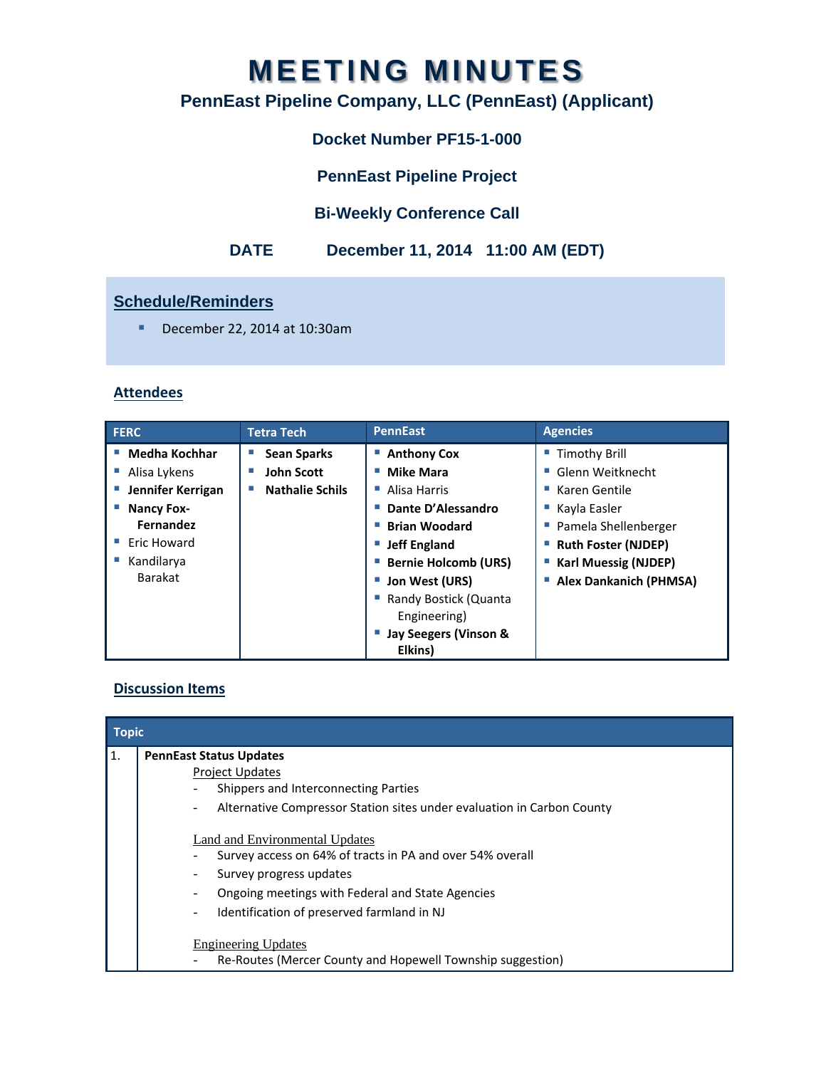# MEETING MINUTES

## PennEast Pipeline Company, LLC (PennEast) (Applicant)

### Docket Number PF15-1-000

### PennEast Pipeline Project

### Bi-Weekly Conference Call

### DATE December 11, 2014 11:00 AM (EDT)

## Schedule/Reminders

- December 22, 2014 at 10:30am

## Attendees

| FERC | Tetra Tech | PennEast | Agencies |
|---|---|---|---|
| **Medha Kochhar** | **Sean Sparks** | **Anthony Cox** | Timothy Brill |
| Alisa Lykens | **John Scott** | **Mike Mara** | Glenn Weitknecht |
| **Jennifer Kerrigan** | **Nathalie Schils** | Alisa Harris | Karen Gentile |
| **Nancy Fox-Fernandez** | | **Dante D'Alessandro** | Kayla Easler |
| Eric Howard | | **Brian Woodard** | Pamela Shellenberger |
| Kandilarya Barakat | | **Jeff England** | **Ruth Foster (NJDEP)** |
| | | **Bernie Holcomb (URS)** | **Karl Muessig (NJDEP)** |
| | | **Jon West (URS)** | **Alex Dankanich (PHMSA)** |
| | | Randy Bostick (Quanta Engineering) | |
| | | **Jay Seegers (Vinson & Elkins)** | |

## Discussion Items

| | Topic |
|---|---|
| 1. | **PennEast Status Updates**<br>Project Updates<br>- Shippers and Interconnecting Parties<br>- Alternative Compressor Station sites under evaluation in Carbon County<br><br>Land and Environmental Updates<br>- Survey access on 64% of tracts in PA and over 54% overall<br>- Survey progress updates<br>- Ongoing meetings with Federal and State Agencies<br>- Identification of preserved farmland in NJ<br><br>Engineering Updates<br>- Re-Routes (Mercer County and Hopewell Township suggestion) |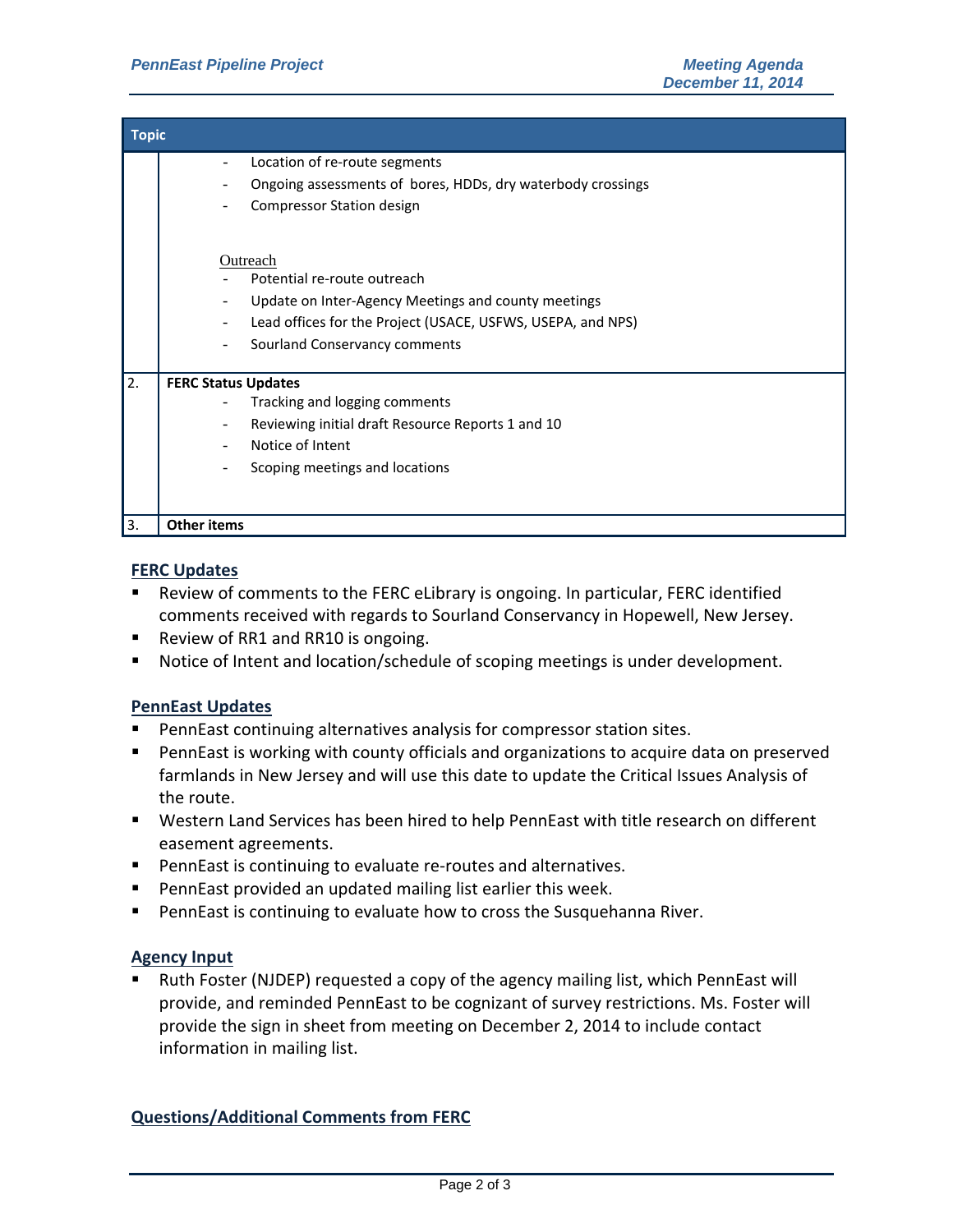| Topic | |
|---|---|
| | - Location of re-route segments<br>- Ongoing assessments of bores, HDDs, dry waterbody crossings<br>- Compressor Station design<br><br>Outreach<br>- Potential re-route outreach<br>- Update on Inter-Agency Meetings and county meetings<br>- Lead offices for the Project (USACE, USFWS, USEPA, and NPS)<br>- Sourland Conservancy comments |
| 2. | **FERC Status Updates**<br>- Tracking and logging comments<br>- Reviewing initial draft Resource Reports 1 and 10<br>- Notice of Intent<br>- Scoping meetings and locations |
| 3. | **Other items** |

## FERC Updates

- Review of comments to the FERC eLibrary is ongoing. In particular, FERC identified comments received with regards to Sourland Conservancy in Hopewell, New Jersey.
- Review of RR1 and RR10 is ongoing.
- Notice of Intent and location/schedule of scoping meetings is under development.

## PennEast Updates

- PennEast continuing alternatives analysis for compressor station sites.
- PennEast is working with county officials and organizations to acquire data on preserved farmlands in New Jersey and will use this date to update the Critical Issues Analysis of the route.
- Western Land Services has been hired to help PennEast with title research on different easement agreements.
- PennEast is continuing to evaluate re-routes and alternatives.
- PennEast provided an updated mailing list earlier this week.
- PennEast is continuing to evaluate how to cross the Susquehanna River.

## Agency Input

- Ruth Foster (NJDEP) requested a copy of the agency mailing list, which PennEast will provide, and reminded PennEast to be cognizant of survey restrictions. Ms. Foster will provide the sign in sheet from meeting on December 2, 2014 to include contact information in mailing list.

## Questions/Additional Comments from FERC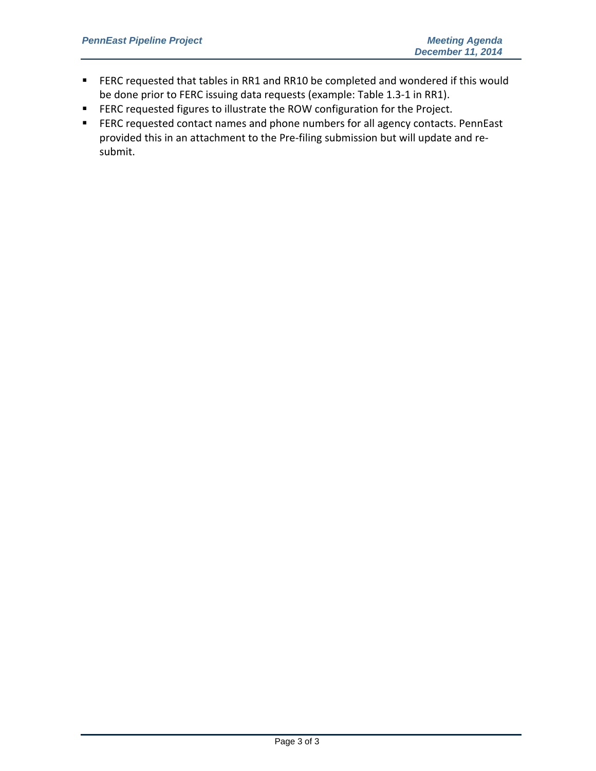- FERC requested that tables in RR1 and RR10 be completed and wondered if this would be done prior to FERC issuing data requests (example: Table 1.3-1 in RR1).
- FERC requested figures to illustrate the ROW configuration for the Project.
- FERC requested contact names and phone numbers for all agency contacts. PennEast provided this in an attachment to the Pre-filing submission but will update and re-submit.